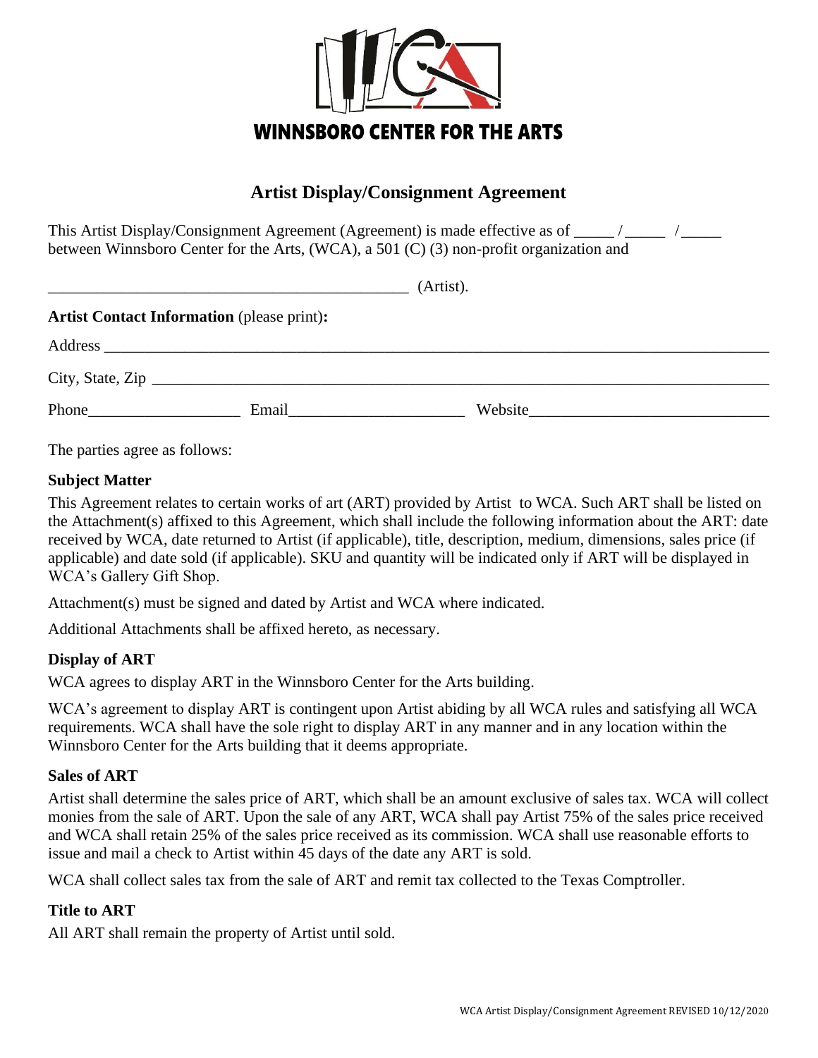**WINNSBORO CENTER FOR THE ARTS**

# Artist Display/Consignment Agreement

This Artist Display/Consignment Agreement (Agreement) is made effective as of _____ /_____ /_____ between Winnsboro Center for the Arts, (WCA), a 501 (C) (3) non-profit organization and

______________________________________________ (Artist).

**Artist Contact Information** (please print)**:**

Address ______________________________________________________________________________

City, State, Zip ________________________________________________________________________

Phone___________________ Email_____________________ Website_____________________________

The parties agree as follows:

### Subject Matter

This Agreement relates to certain works of art (ART) provided by Artist to WCA. Such ART shall be listed on the Attachment(s) affixed to this Agreement, which shall include the following information about the ART: date received by WCA, date returned to Artist (if applicable), title, description, medium, dimensions, sales price (if applicable) and date sold (if applicable). SKU and quantity will be indicated only if ART will be displayed in WCA's Gallery Gift Shop.

Attachment(s) must be signed and dated by Artist and WCA where indicated.

Additional Attachments shall be affixed hereto, as necessary.

### Display of ART

WCA agrees to display ART in the Winnsboro Center for the Arts building.

WCA's agreement to display ART is contingent upon Artist abiding by all WCA rules and satisfying all WCA requirements. WCA shall have the sole right to display ART in any manner and in any location within the Winnsboro Center for the Arts building that it deems appropriate.

### Sales of ART

Artist shall determine the sales price of ART, which shall be an amount exclusive of sales tax. WCA will collect monies from the sale of ART. Upon the sale of any ART, WCA shall pay Artist 75% of the sales price received and WCA shall retain 25% of the sales price received as its commission. WCA shall use reasonable efforts to issue and mail a check to Artist within 45 days of the date any ART is sold.

WCA shall collect sales tax from the sale of ART and remit tax collected to the Texas Comptroller.

### Title to ART

All ART shall remain the property of Artist until sold.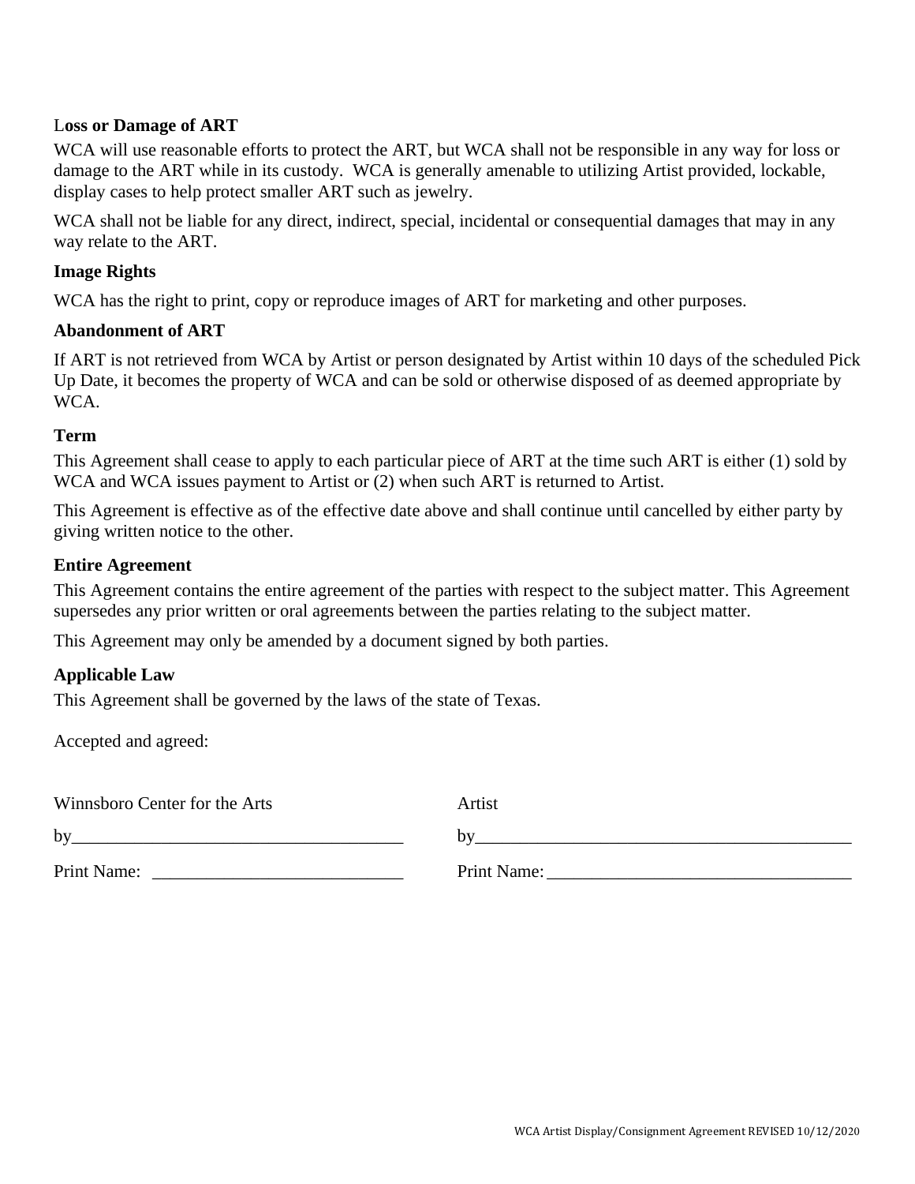**Loss or Damage of ART**

WCA will use reasonable efforts to protect the ART, but WCA shall not be responsible in any way for loss or damage to the ART while in its custody. WCA is generally amenable to utilizing Artist provided, lockable, display cases to help protect smaller ART such as jewelry.

WCA shall not be liable for any direct, indirect, special, incidental or consequential damages that may in any way relate to the ART.

**Image Rights**

WCA has the right to print, copy or reproduce images of ART for marketing and other purposes.

**Abandonment of ART**

If ART is not retrieved from WCA by Artist or person designated by Artist within 10 days of the scheduled Pick Up Date, it becomes the property of WCA and can be sold or otherwise disposed of as deemed appropriate by WCA.

**Term**

This Agreement shall cease to apply to each particular piece of ART at the time such ART is either (1) sold by WCA and WCA issues payment to Artist or (2) when such ART is returned to Artist.

This Agreement is effective as of the effective date above and shall continue until cancelled by either party by giving written notice to the other.

**Entire Agreement**

This Agreement contains the entire agreement of the parties with respect to the subject matter. This Agreement supersedes any prior written or oral agreements between the parties relating to the subject matter.

This Agreement may only be amended by a document signed by both parties.

**Applicable Law**

This Agreement shall be governed by the laws of the state of Texas.

Accepted and agreed:

| | |
|---|---|
| Winnsboro Center for the Arts | Artist |
| by_____________________________________ | by___________________________________________ |
| Print Name: ____________________________ | Print Name: __________________________________ |

WCA Artist Display/Consignment Agreement REVISED 10/12/2020